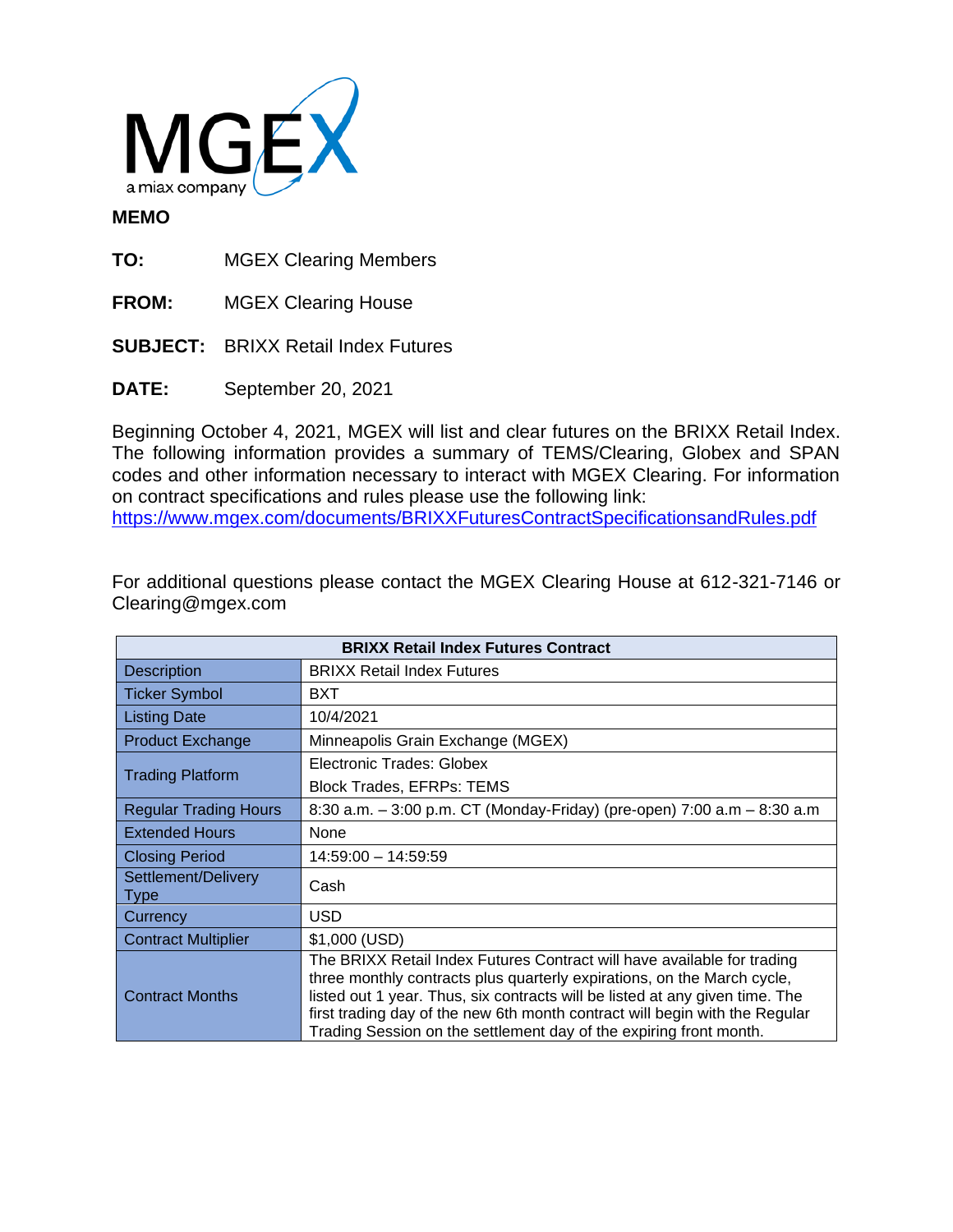MGEX
a miax company

**MEMO**

**TO:** MGEX Clearing Members

**FROM:** MGEX Clearing House

**SUBJECT:** BRIXX Retail Index Futures

**DATE:** September 20, 2021

Beginning October 4, 2021, MGEX will list and clear futures on the BRIXX Retail Index. The following information provides a summary of TEMS/Clearing, Globex and SPAN codes and other information necessary to interact with MGEX Clearing. For information on contract specifications and rules please use the following link: https://www.mgex.com/documents/BRIXXFuturesContractSpecificationsandRules.pdf

For additional questions please contact the MGEX Clearing House at 612-321-7146 or Clearing@mgex.com

| BRIXX Retail Index Futures Contract | |
|---|---|
| Description | BRIXX Retail Index Futures |
| Ticker Symbol | BXT |
| Listing Date | 10/4/2021 |
| Product Exchange | Minneapolis Grain Exchange (MGEX) |
| Trading Platform | Electronic Trades: Globex<br>Block Trades, EFRPs: TEMS |
| Regular Trading Hours | 8:30 a.m. – 3:00 p.m. CT (Monday-Friday) (pre-open) 7:00 a.m – 8:30 a.m |
| Extended Hours | None |
| Closing Period | 14:59:00 – 14:59:59 |
| Settlement/Delivery Type | Cash |
| Currency | USD |
| Contract Multiplier | $1,000 (USD) |
| Contract Months | The BRIXX Retail Index Futures Contract will have available for trading three monthly contracts plus quarterly expirations, on the March cycle, listed out 1 year. Thus, six contracts will be listed at any given time. The first trading day of the new 6th month contract will begin with the Regular Trading Session on the settlement day of the expiring front month. |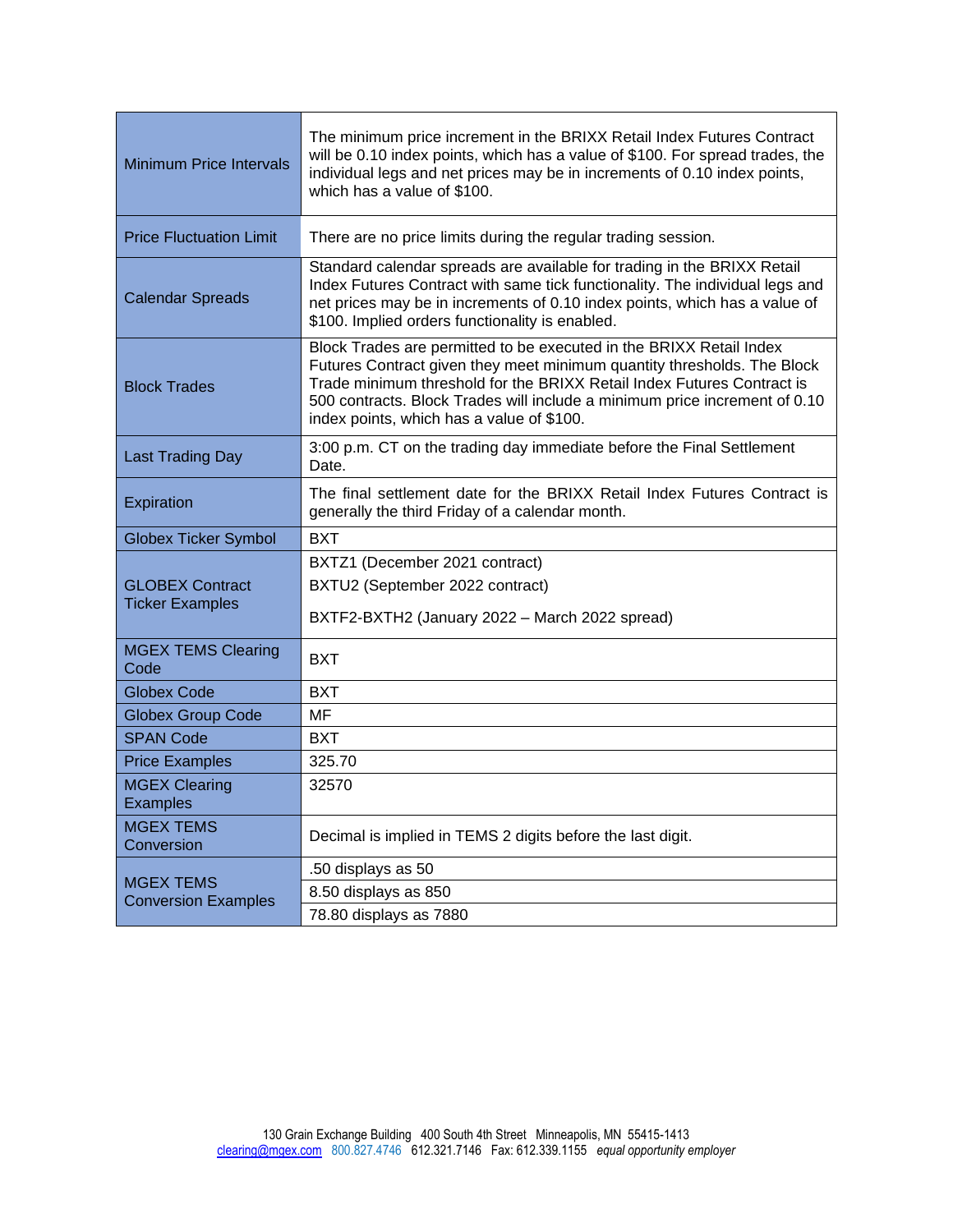| | |
|---|---|
| Minimum Price Intervals | The minimum price increment in the BRIXX Retail Index Futures Contract will be 0.10 index points, which has a value of $100. For spread trades, the individual legs and net prices may be in increments of 0.10 index points, which has a value of $100. |
| Price Fluctuation Limit | There are no price limits during the regular trading session. |
| Calendar Spreads | Standard calendar spreads are available for trading in the BRIXX Retail Index Futures Contract with same tick functionality. The individual legs and net prices may be in increments of 0.10 index points, which has a value of $100. Implied orders functionality is enabled. |
| Block Trades | Block Trades are permitted to be executed in the BRIXX Retail Index Futures Contract given they meet minimum quantity thresholds. The Block Trade minimum threshold for the BRIXX Retail Index Futures Contract is 500 contracts. Block Trades will include a minimum price increment of 0.10 index points, which has a value of $100. |
| Last Trading Day | 3:00 p.m. CT on the trading day immediate before the Final Settlement Date. |
| Expiration | The final settlement date for the BRIXX Retail Index Futures Contract is generally the third Friday of a calendar month. |
| Globex Ticker Symbol | BXT |
| GLOBEX Contract Ticker Examples | BXTZ1 (December 2021 contract)<br>BXTU2 (September 2022 contract)<br>BXTF2-BXTH2 (January 2022 – March 2022 spread) |
| MGEX TEMS Clearing Code | BXT |
| Globex Code | BXT |
| Globex Group Code | MF |
| SPAN Code | BXT |
| Price Examples | 325.70 |
| MGEX Clearing Examples | 32570 |
| MGEX TEMS Conversion | Decimal is implied in TEMS 2 digits before the last digit. |
| MGEX TEMS Conversion Examples | .50 displays as 50 |
| | 8.50 displays as 850 |
| | 78.80 displays as 7880 |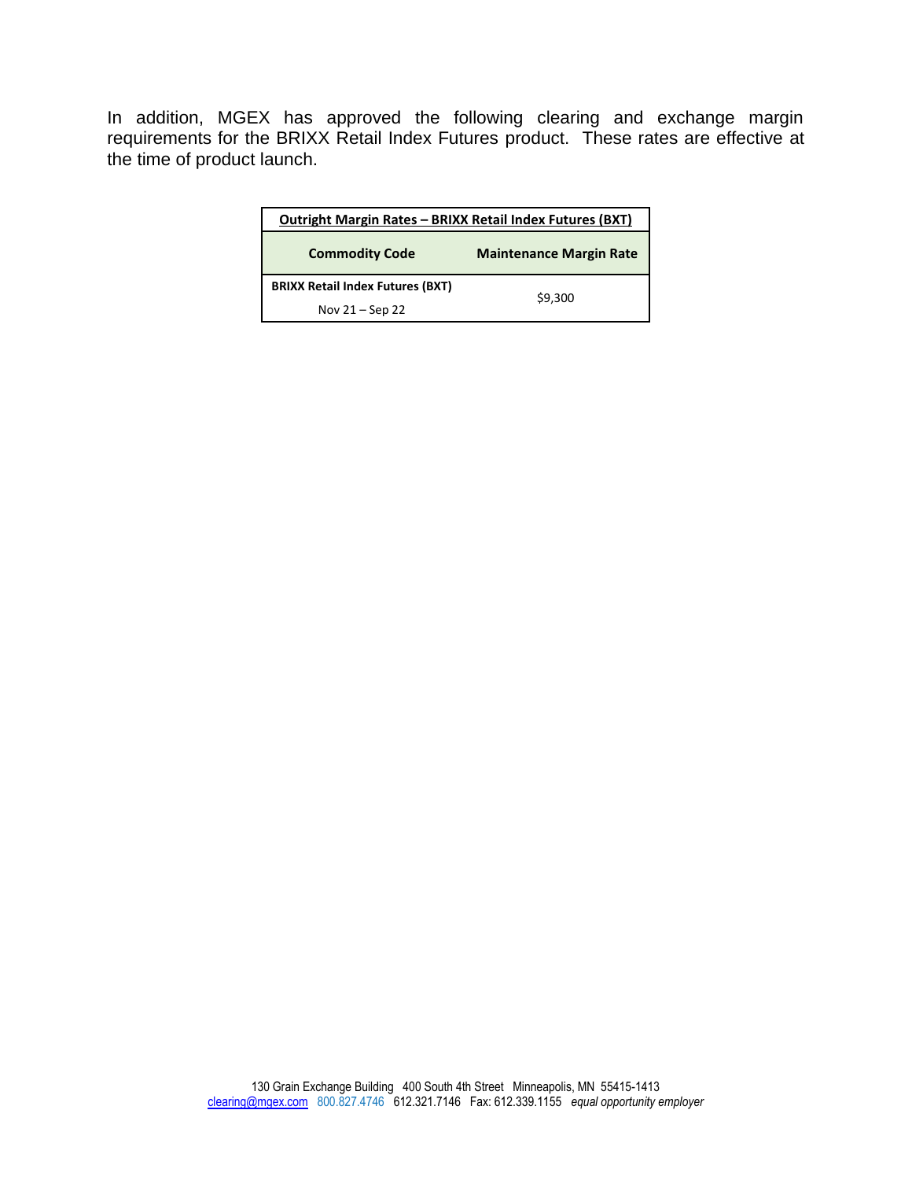In addition, MGEX has approved the following clearing and exchange margin requirements for the BRIXX Retail Index Futures product. These rates are effective at the time of product launch.

| Outright Margin Rates – BRIXX Retail Index Futures (BXT) | |
|---|---|
| **Commodity Code** | **Maintenance Margin Rate** |
| **BRIXX Retail Index Futures (BXT)**<br>Nov 21 – Sep 22 | $9,300 |